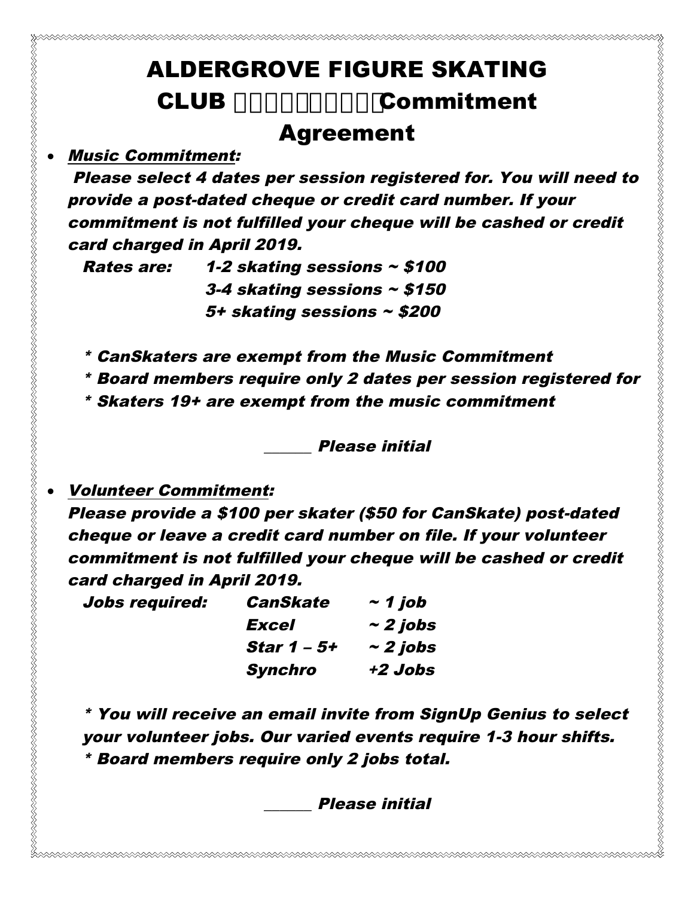# ALDERGROVE FIGURE SKATING CLUB Commitment Agreement

- ***Music Commitment:***

  ***Please select 4 dates per session registered for. You will need to provide a post-dated cheque or credit card number. If your commitment is not fulfilled your cheque will be cashed or credit card charged in April 2019.***

  | | |
  |---|---|
  | ***Rates are:*** | ***1-2 skating sessions ~ $100*** |
  | | ***3-4 skating sessions ~ $150*** |
  | | ***5+ skating sessions ~ $200*** |

  ***\* CanSkaters are exempt from the Music Commitment***
  ***\* Board members require only 2 dates per session registered for***
  ***\* Skaters 19+ are exempt from the music commitment***

  ______ ***Please initial***

- ***Volunteer Commitment:***

  ***Please provide a $100 per skater ($50 for CanSkate) post-dated cheque or leave a credit card number on file. If your volunteer commitment is not fulfilled your cheque will be cashed or credit card charged in April 2019.***

  | | | |
  |---|---|---|
  | ***Jobs required:*** | ***CanSkate*** | ***~ 1 job*** |
  | | ***Excel*** | ***~ 2 jobs*** |
  | | ***Star 1 – 5+*** | ***~ 2 jobs*** |
  | | ***Synchro*** | ***+2 Jobs*** |

  ***\* You will receive an email invite from SignUp Genius to select your volunteer jobs. Our varied events require 1-3 hour shifts.***
  ***\* Board members require only 2 jobs total.***

  ______ ***Please initial***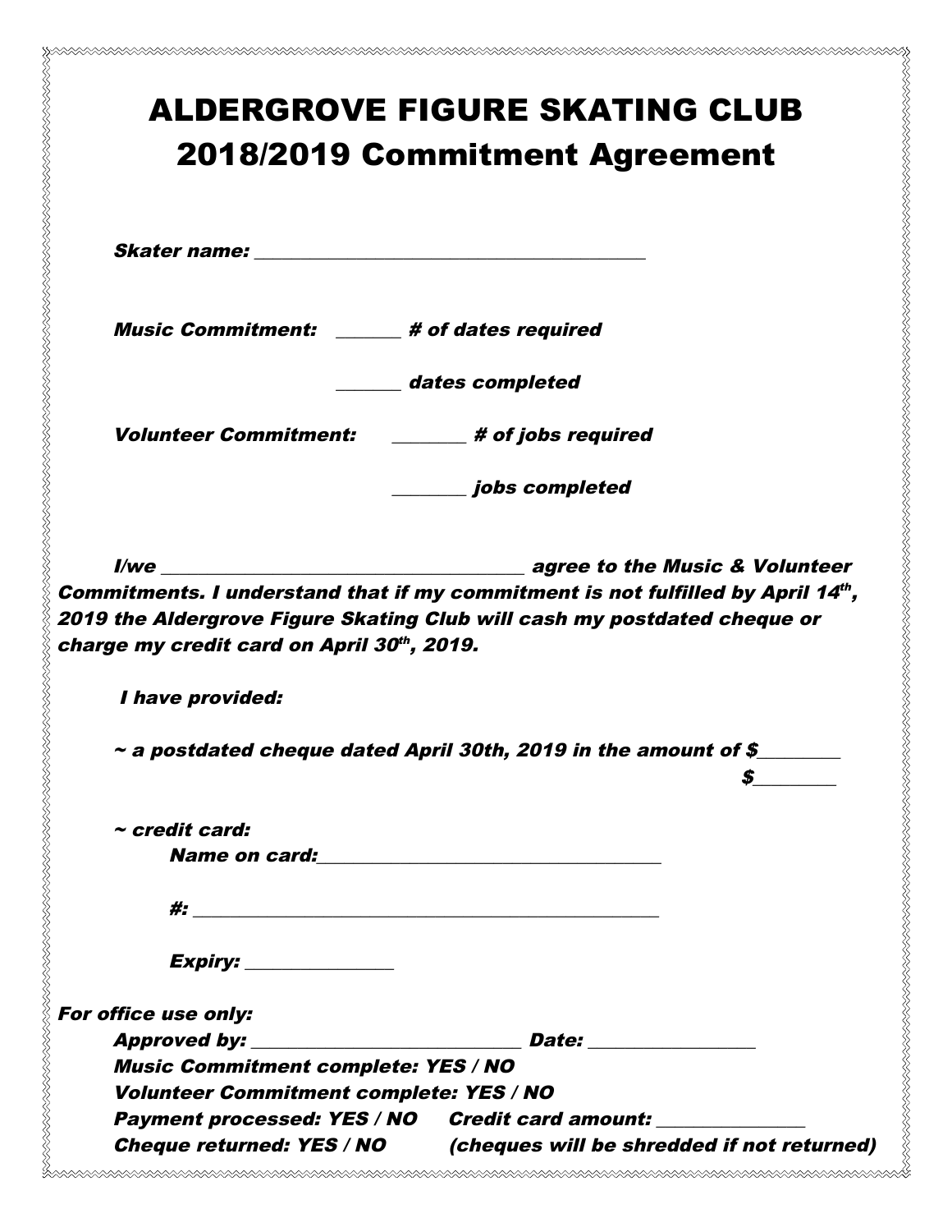# ALDERGROVE FIGURE SKATING CLUB
# 2018/2019 Commitment Agreement

***Skater name:*** ________________________________________

***Music Commitment:*** _______ ***# of dates required***

_______ ***dates completed***

***Volunteer Commitment:*** ________ ***# of jobs required***

________ ***jobs completed***

***I/we*** ______________________________________ ***agree to the Music & Volunteer Commitments. I understand that if my commitment is not fulfilled by April 14th, 2019 the Aldergrove Figure Skating Club will cash my postdated cheque or charge my credit card on April 30th, 2019.***

***I have provided:***

***~ a postdated cheque dated April 30th, 2019 in the amount of $***_________

***$***_________

***~ credit card:***

***Name on card:***____________________________________

***#:*** ________________________________________________

***Expiry:*** _______________

***For office use only:***

***Approved by:*** ____________________________ ***Date:*** _________________

***Music Commitment complete: YES / NO***

***Volunteer Commitment complete: YES / NO***

***Payment processed: YES / NO*** ***Credit card amount:*** ________________

***Cheque returned: YES / NO*** ***(cheques will be shredded if not returned)***